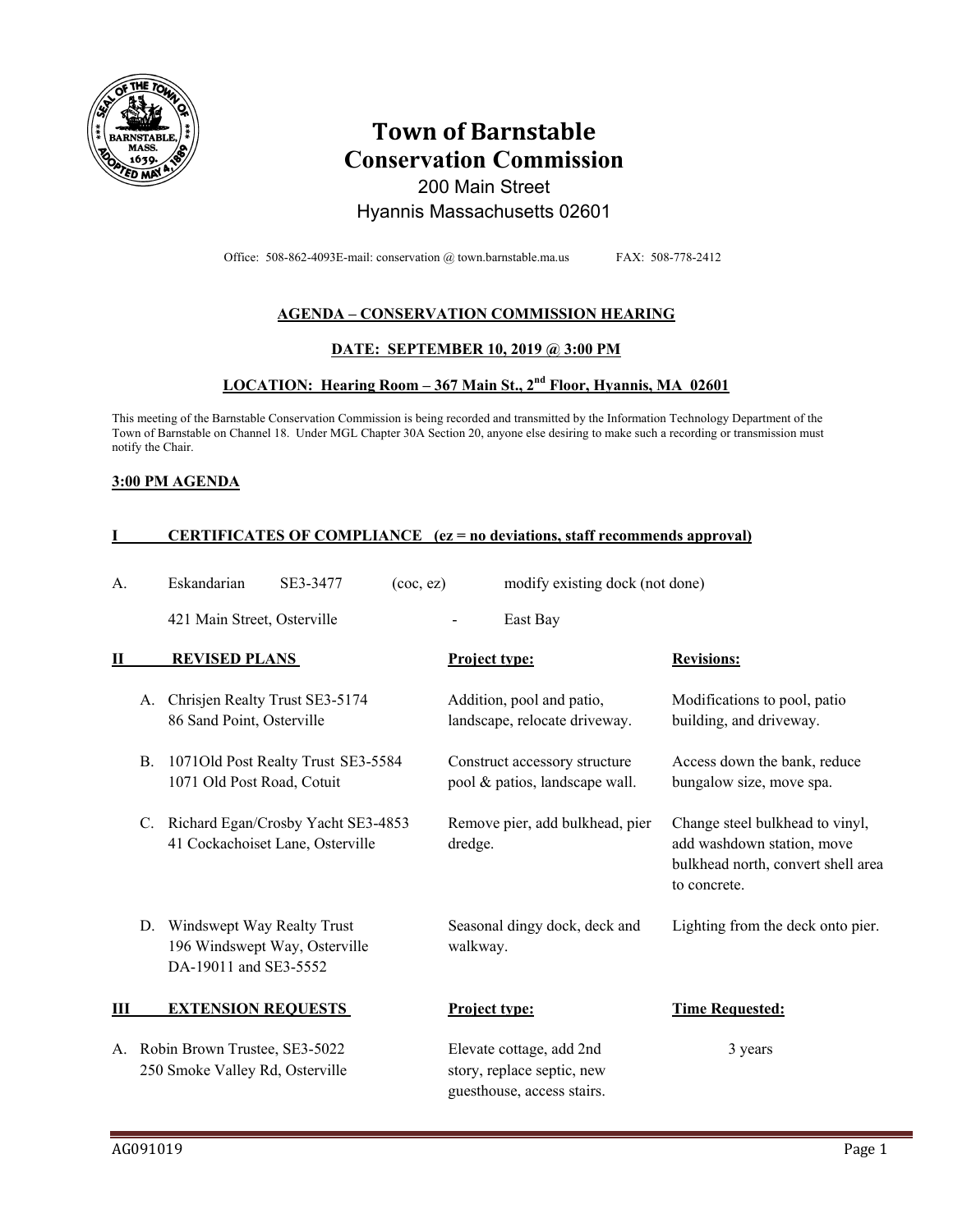# Town of Barnstable
## Conservation Commission

200 Main Street
Hyannis Massachusetts 02601

Office: 508-862-4093E-mail: conservation @ town.barnstable.ma.us FAX: 508-778-2412

**AGENDA – CONSERVATION COMMISSION HEARING**

**DATE: SEPTEMBER 10, 2019 @ 3:00 PM**

**LOCATION: Hearing Room – 367 Main St., 2nd Floor, Hyannis, MA 02601**

This meeting of the Barnstable Conservation Commission is being recorded and transmitted by the Information Technology Department of the Town of Barnstable on Channel 18. Under MGL Chapter 30A Section 20, anyone else desiring to make such a recording or transmission must notify the Chair.

**3:00 PM AGENDA**

**I CERTIFICATES OF COMPLIANCE (ez = no deviations, staff recommends approval)**

A. Eskandarian SE3-3477 (coc, ez) modify existing dock (not done)
421 Main Street, Osterville - East Bay

| **II REVISED PLANS** | **Project type:** | **Revisions:** |
|---|---|---|
| A. Chrisjen Realty Trust SE3-5174<br>86 Sand Point, Osterville | Addition, pool and patio, landscape, relocate driveway. | Modifications to pool, patio building, and driveway. |
| B. 1071Old Post Realty Trust SE3-5584<br>1071 Old Post Road, Cotuit | Construct accessory structure pool & patios, landscape wall. | Access down the bank, reduce bungalow size, move spa. |
| C. Richard Egan/Crosby Yacht SE3-4853<br>41 Cockachoiset Lane, Osterville | Remove pier, add bulkhead, pier dredge. | Change steel bulkhead to vinyl, add washdown station, move bulkhead north, convert shell area to concrete. |
| D. Windswept Way Realty Trust<br>196 Windswept Way, Osterville<br>DA-19011 and SE3-5552 | Seasonal dingy dock, deck and walkway. | Lighting from the deck onto pier. |

| **III EXTENSION REQUESTS** | **Project type:** | **Time Requested:** |
|---|---|---|
| A. Robin Brown Trustee, SE3-5022<br>250 Smoke Valley Rd, Osterville | Elevate cottage, add 2nd story, replace septic, new guesthouse, access stairs. | 3 years |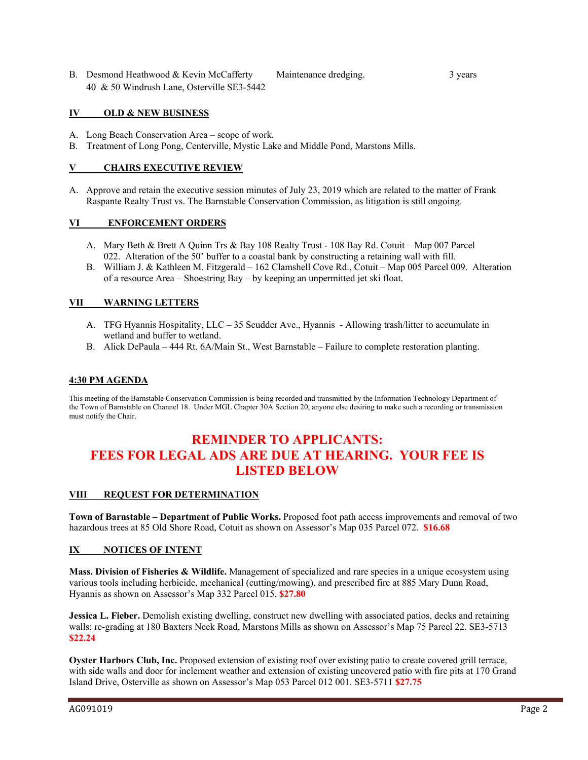B. Desmond Heathwood & Kevin McCafferty — Maintenance dredging. — 3 years
40 & 50 Windrush Lane, Osterville SE3-5442

## IV OLD & NEW BUSINESS

A. Long Beach Conservation Area – scope of work.
B. Treatment of Long Pong, Centerville, Mystic Lake and Middle Pond, Marstons Mills.

## V CHAIRS EXECUTIVE REVIEW

A. Approve and retain the executive session minutes of July 23, 2019 which are related to the matter of Frank Raspante Realty Trust vs. The Barnstable Conservation Commission, as litigation is still ongoing.

## VI ENFORCEMENT ORDERS

A. Mary Beth & Brett A Quinn Trs & Bay 108 Realty Trust - 108 Bay Rd. Cotuit – Map 007 Parcel 022. Alteration of the 50' buffer to a coastal bank by constructing a retaining wall with fill.
B. William J. & Kathleen M. Fitzgerald – 162 Clamshell Cove Rd., Cotuit – Map 005 Parcel 009. Alteration of a resource Area – Shoestring Bay – by keeping an unpermitted jet ski float.

## VII WARNING LETTERS

A. TFG Hyannis Hospitality, LLC – 35 Scudder Ave., Hyannis - Allowing trash/litter to accumulate in wetland and buffer to wetland.
B. Alick DePaula – 444 Rt. 6A/Main St., West Barnstable – Failure to complete restoration planting.

## 4:30 PM AGENDA

This meeting of the Barnstable Conservation Commission is being recorded and transmitted by the Information Technology Department of the Town of Barnstable on Channel 18. Under MGL Chapter 30A Section 20, anyone else desiring to make such a recording or transmission must notify the Chair.

# REMINDER TO APPLICANTS: FEES FOR LEGAL ADS ARE DUE AT HEARING. YOUR FEE IS LISTED BELOW

## VIII REQUEST FOR DETERMINATION

**Town of Barnstable – Department of Public Works.** Proposed foot path access improvements and removal of two hazardous trees at 85 Old Shore Road, Cotuit as shown on Assessor's Map 035 Parcel 072. **$16.68**

## IX NOTICES OF INTENT

**Mass. Division of Fisheries & Wildlife.** Management of specialized and rare species in a unique ecosystem using various tools including herbicide, mechanical (cutting/mowing), and prescribed fire at 885 Mary Dunn Road, Hyannis as shown on Assessor's Map 332 Parcel 015. **$27.80**

**Jessica L. Fieber.** Demolish existing dwelling, construct new dwelling with associated patios, decks and retaining walls; re-grading at 180 Baxters Neck Road, Marstons Mills as shown on Assessor's Map 75 Parcel 22. SE3-5713 **$22.24**

**Oyster Harbors Club, Inc.** Proposed extension of existing roof over existing patio to create covered grill terrace, with side walls and door for inclement weather and extension of existing uncovered patio with fire pits at 170 Grand Island Drive, Osterville as shown on Assessor's Map 053 Parcel 012 001. SE3-5711 **$27.75**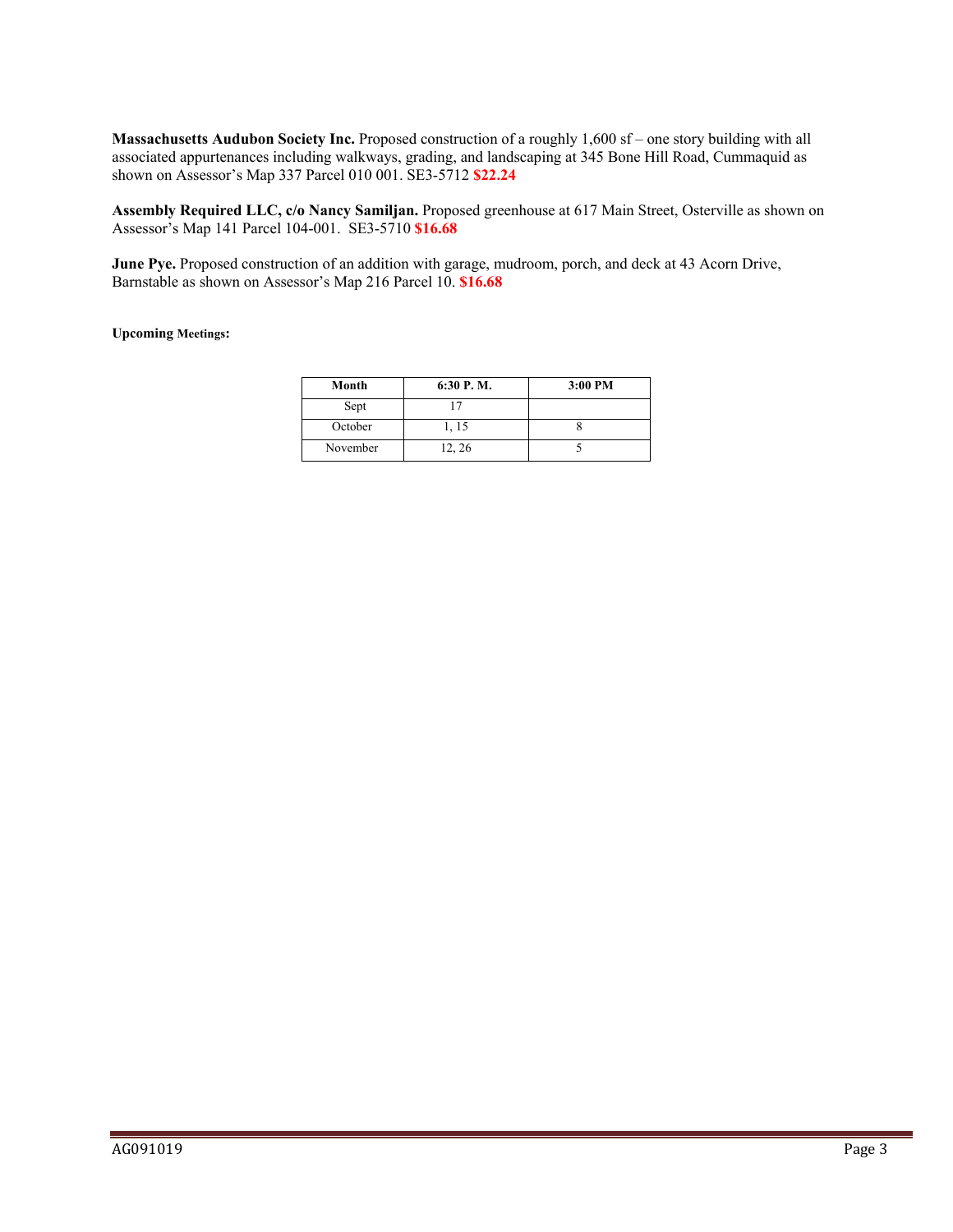**Massachusetts Audubon Society Inc.** Proposed construction of a roughly 1,600 sf – one story building with all associated appurtenances including walkways, grading, and landscaping at 345 Bone Hill Road, Cummaquid as shown on Assessor's Map 337 Parcel 010 001. SE3-5712 **$22.24**

**Assembly Required LLC, c/o Nancy Samiljan.** Proposed greenhouse at 617 Main Street, Osterville as shown on Assessor's Map 141 Parcel 104-001. SE3-5710 **$16.68**

**June Pye.** Proposed construction of an addition with garage, mudroom, porch, and deck at 43 Acorn Drive, Barnstable as shown on Assessor's Map 216 Parcel 10. **$16.68**

**Upcoming Meetings:**

| Month | 6:30 P. M. | 3:00 PM |
|---|---|---|
| Sept | 17 | |
| October | 1, 15 | 8 |
| November | 12, 26 | 5 |